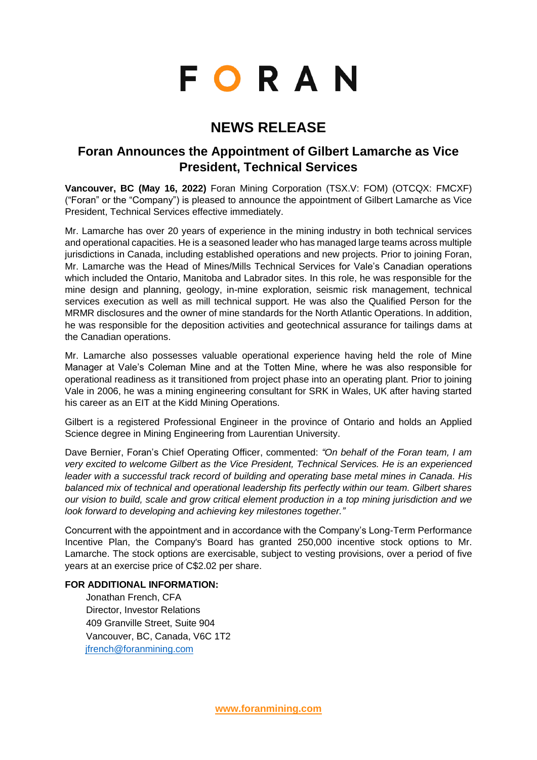# FORAN

## NEWS RELEASE

### Foran Announces the Appointment of Gilbert Lamarche as Vice President, Technical Services

**Vancouver, BC (May 16, 2022)** Foran Mining Corporation (TSX.V: FOM) (OTCQX: FMCXF) ("Foran" or the "Company") is pleased to announce the appointment of Gilbert Lamarche as Vice President, Technical Services effective immediately.

Mr. Lamarche has over 20 years of experience in the mining industry in both technical services and operational capacities. He is a seasoned leader who has managed large teams across multiple jurisdictions in Canada, including established operations and new projects. Prior to joining Foran, Mr. Lamarche was the Head of Mines/Mills Technical Services for Vale's Canadian operations which included the Ontario, Manitoba and Labrador sites. In this role, he was responsible for the mine design and planning, geology, in-mine exploration, seismic risk management, technical services execution as well as mill technical support. He was also the Qualified Person for the MRMR disclosures and the owner of mine standards for the North Atlantic Operations. In addition, he was responsible for the deposition activities and geotechnical assurance for tailings dams at the Canadian operations.

Mr. Lamarche also possesses valuable operational experience having held the role of Mine Manager at Vale's Coleman Mine and at the Totten Mine, where he was also responsible for operational readiness as it transitioned from project phase into an operating plant. Prior to joining Vale in 2006, he was a mining engineering consultant for SRK in Wales, UK after having started his career as an EIT at the Kidd Mining Operations.

Gilbert is a registered Professional Engineer in the province of Ontario and holds an Applied Science degree in Mining Engineering from Laurentian University.

Dave Bernier, Foran's Chief Operating Officer, commented: *"On behalf of the Foran team, I am very excited to welcome Gilbert as the Vice President, Technical Services. He is an experienced leader with a successful track record of building and operating base metal mines in Canada. His balanced mix of technical and operational leadership fits perfectly within our team. Gilbert shares our vision to build, scale and grow critical element production in a top mining jurisdiction and we look forward to developing and achieving key milestones together."*

Concurrent with the appointment and in accordance with the Company's Long-Term Performance Incentive Plan, the Company's Board has granted 250,000 incentive stock options to Mr. Lamarche. The stock options are exercisable, subject to vesting provisions, over a period of five years at an exercise price of C$2.02 per share.

**FOR ADDITIONAL INFORMATION:**

Jonathan French, CFA
Director, Investor Relations
409 Granville Street, Suite 904
Vancouver, BC, Canada, V6C 1T2
jfrench@foranmining.com

www.foranmining.com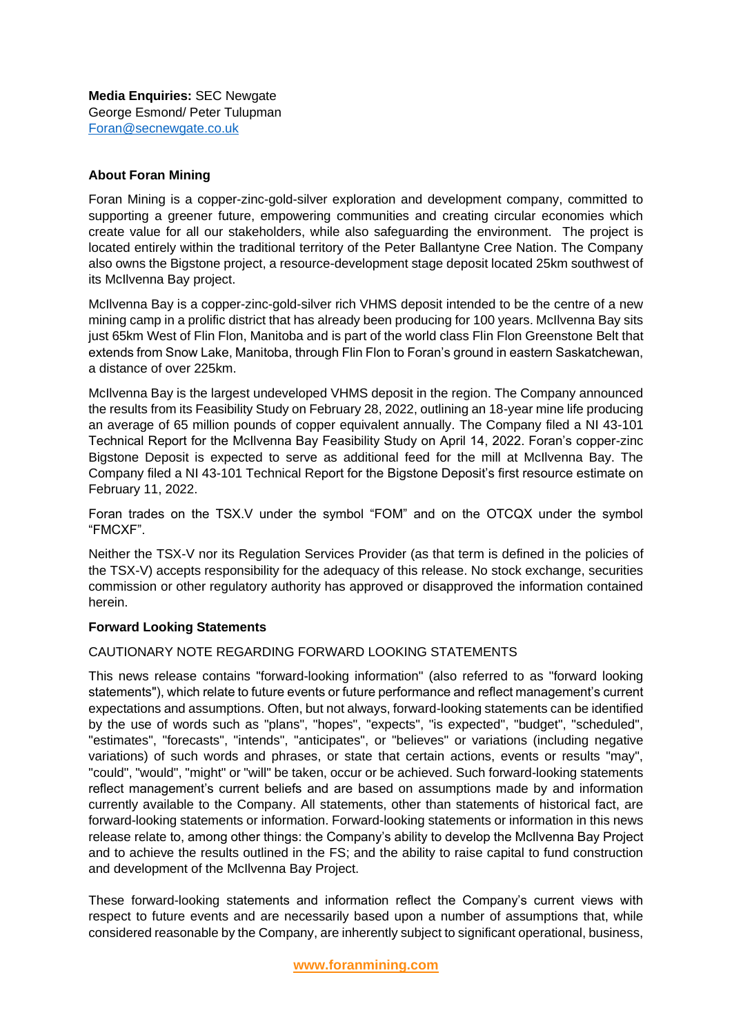**Media Enquiries:** SEC Newgate
George Esmond/ Peter Tulupman
[Foran@secnewgate.co.uk](mailto:Foran@secnewgate.co.uk)

**About Foran Mining**

Foran Mining is a copper-zinc-gold-silver exploration and development company, committed to supporting a greener future, empowering communities and creating circular economies which create value for all our stakeholders, while also safeguarding the environment. The project is located entirely within the traditional territory of the Peter Ballantyne Cree Nation. The Company also owns the Bigstone project, a resource-development stage deposit located 25km southwest of its McIlvenna Bay project.

McIlvenna Bay is a copper-zinc-gold-silver rich VHMS deposit intended to be the centre of a new mining camp in a prolific district that has already been producing for 100 years. McIlvenna Bay sits just 65km West of Flin Flon, Manitoba and is part of the world class Flin Flon Greenstone Belt that extends from Snow Lake, Manitoba, through Flin Flon to Foran's ground in eastern Saskatchewan, a distance of over 225km.

McIlvenna Bay is the largest undeveloped VHMS deposit in the region. The Company announced the results from its Feasibility Study on February 28, 2022, outlining an 18-year mine life producing an average of 65 million pounds of copper equivalent annually. The Company filed a NI 43-101 Technical Report for the McIlvenna Bay Feasibility Study on April 14, 2022. Foran's copper-zinc Bigstone Deposit is expected to serve as additional feed for the mill at McIlvenna Bay. The Company filed a NI 43-101 Technical Report for the Bigstone Deposit's first resource estimate on February 11, 2022.

Foran trades on the TSX.V under the symbol "FOM" and on the OTCQX under the symbol "FMCXF".

Neither the TSX-V nor its Regulation Services Provider (as that term is defined in the policies of the TSX-V) accepts responsibility for the adequacy of this release. No stock exchange, securities commission or other regulatory authority has approved or disapproved the information contained herein.

**Forward Looking Statements**

CAUTIONARY NOTE REGARDING FORWARD LOOKING STATEMENTS

This news release contains "forward-looking information" (also referred to as "forward looking statements"), which relate to future events or future performance and reflect management's current expectations and assumptions. Often, but not always, forward-looking statements can be identified by the use of words such as "plans", "hopes", "expects", "is expected", "budget", "scheduled", "estimates", "forecasts", "intends", "anticipates", or "believes" or variations (including negative variations) of such words and phrases, or state that certain actions, events or results "may", "could", "would", "might" or "will" be taken, occur or be achieved. Such forward-looking statements reflect management's current beliefs and are based on assumptions made by and information currently available to the Company. All statements, other than statements of historical fact, are forward-looking statements or information. Forward-looking statements or information in this news release relate to, among other things: the Company's ability to develop the McIlvenna Bay Project and to achieve the results outlined in the FS; and the ability to raise capital to fund construction and development of the McIlvenna Bay Project.

These forward-looking statements and information reflect the Company's current views with respect to future events and are necessarily based upon a number of assumptions that, while considered reasonable by the Company, are inherently subject to significant operational, business,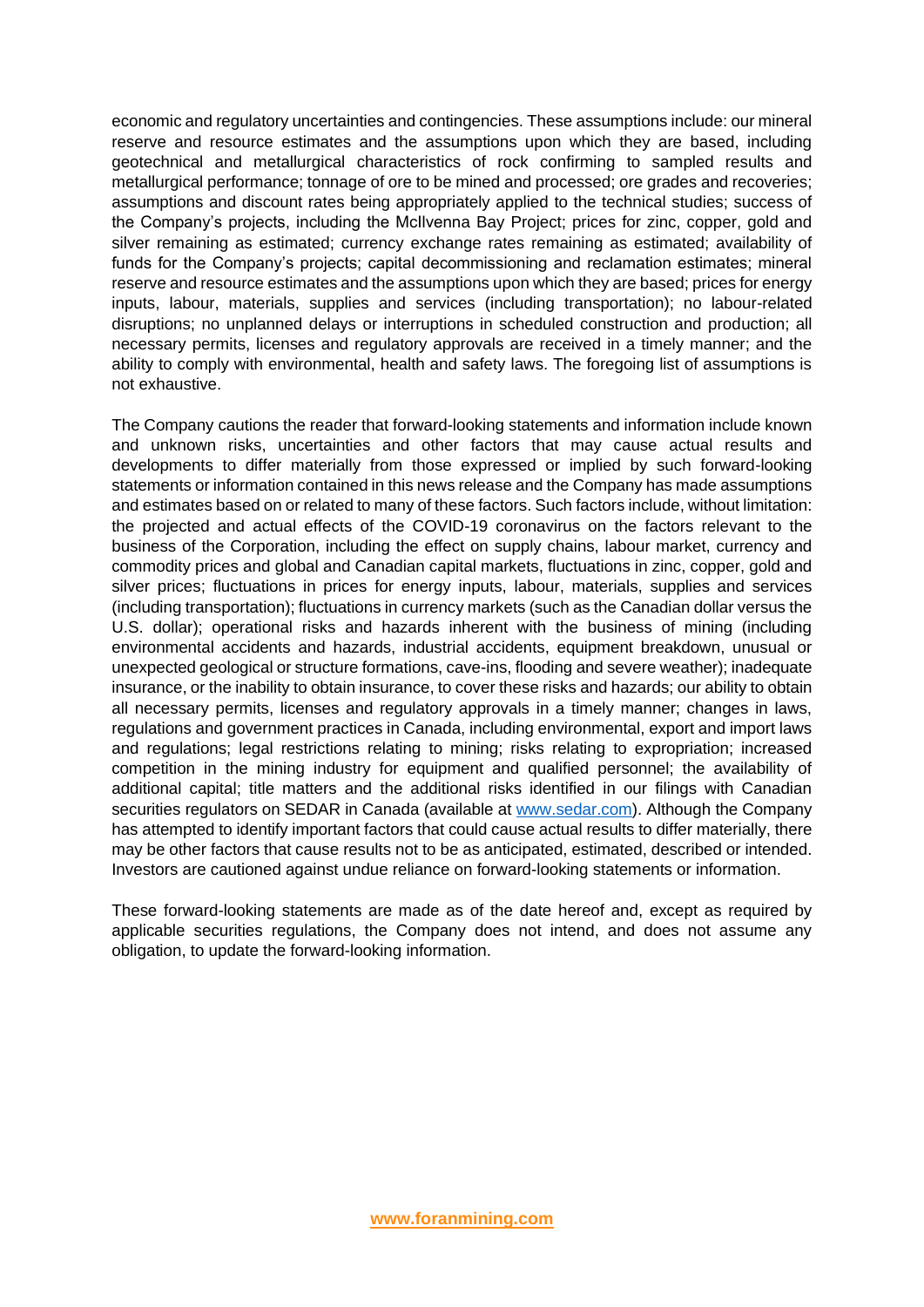economic and regulatory uncertainties and contingencies. These assumptions include: our mineral reserve and resource estimates and the assumptions upon which they are based, including geotechnical and metallurgical characteristics of rock confirming to sampled results and metallurgical performance; tonnage of ore to be mined and processed; ore grades and recoveries; assumptions and discount rates being appropriately applied to the technical studies; success of the Company's projects, including the McIlvenna Bay Project; prices for zinc, copper, gold and silver remaining as estimated; currency exchange rates remaining as estimated; availability of funds for the Company's projects; capital decommissioning and reclamation estimates; mineral reserve and resource estimates and the assumptions upon which they are based; prices for energy inputs, labour, materials, supplies and services (including transportation); no labour-related disruptions; no unplanned delays or interruptions in scheduled construction and production; all necessary permits, licenses and regulatory approvals are received in a timely manner; and the ability to comply with environmental, health and safety laws. The foregoing list of assumptions is not exhaustive.

The Company cautions the reader that forward-looking statements and information include known and unknown risks, uncertainties and other factors that may cause actual results and developments to differ materially from those expressed or implied by such forward-looking statements or information contained in this news release and the Company has made assumptions and estimates based on or related to many of these factors. Such factors include, without limitation: the projected and actual effects of the COVID-19 coronavirus on the factors relevant to the business of the Corporation, including the effect on supply chains, labour market, currency and commodity prices and global and Canadian capital markets, fluctuations in zinc, copper, gold and silver prices; fluctuations in prices for energy inputs, labour, materials, supplies and services (including transportation); fluctuations in currency markets (such as the Canadian dollar versus the U.S. dollar); operational risks and hazards inherent with the business of mining (including environmental accidents and hazards, industrial accidents, equipment breakdown, unusual or unexpected geological or structure formations, cave-ins, flooding and severe weather); inadequate insurance, or the inability to obtain insurance, to cover these risks and hazards; our ability to obtain all necessary permits, licenses and regulatory approvals in a timely manner; changes in laws, regulations and government practices in Canada, including environmental, export and import laws and regulations; legal restrictions relating to mining; risks relating to expropriation; increased competition in the mining industry for equipment and qualified personnel; the availability of additional capital; title matters and the additional risks identified in our filings with Canadian securities regulators on SEDAR in Canada (available at www.sedar.com). Although the Company has attempted to identify important factors that could cause actual results to differ materially, there may be other factors that cause results not to be as anticipated, estimated, described or intended. Investors are cautioned against undue reliance on forward-looking statements or information.

These forward-looking statements are made as of the date hereof and, except as required by applicable securities regulations, the Company does not intend, and does not assume any obligation, to update the forward-looking information.